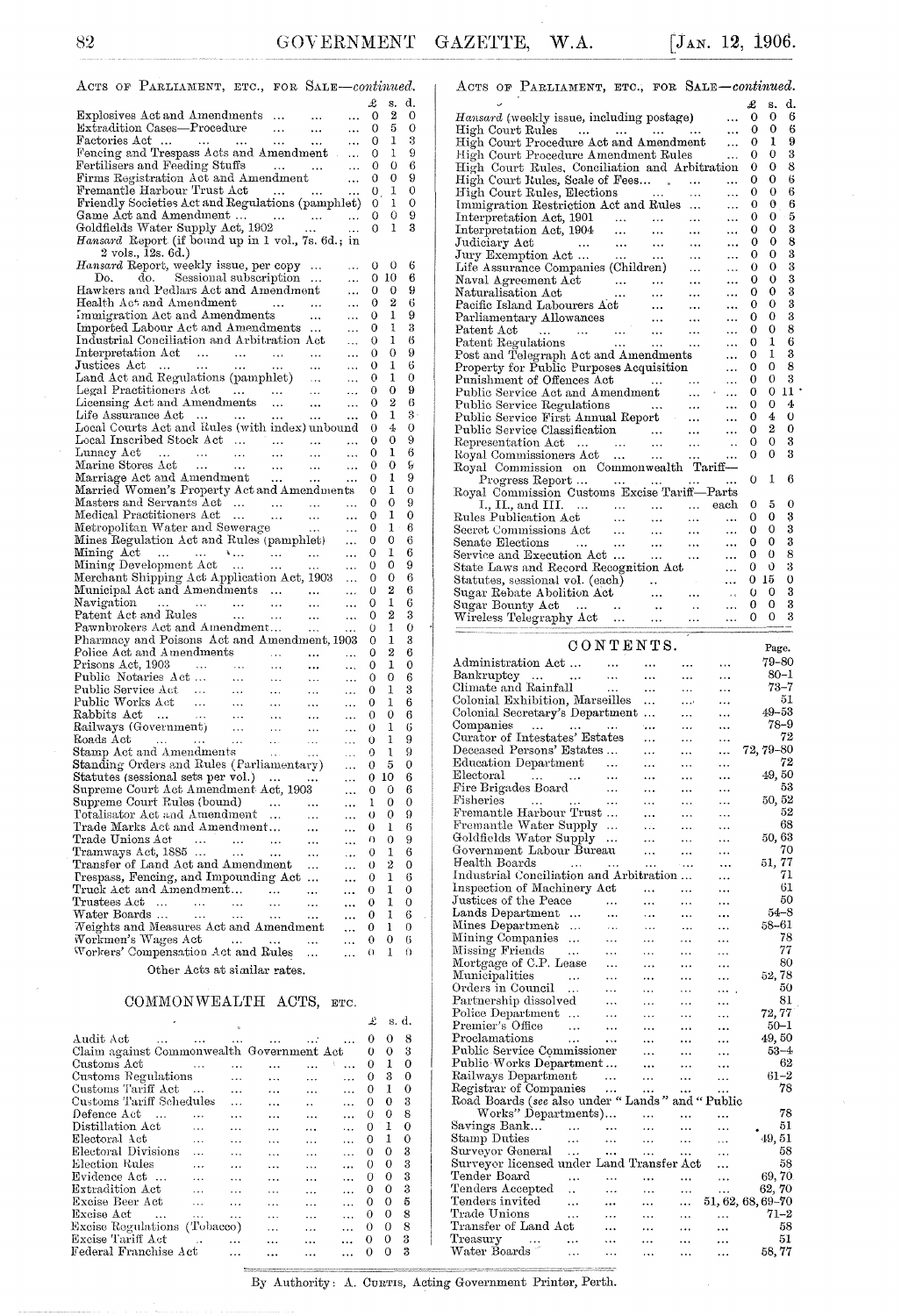## Acts of Parliament, etc., for Sale—*continued.*

| | £ | s. | d. |
|---|---|---|---|
| Explosives Act and Amendments ... | 0 | 2 | 0 |
| Extradition Cases—Procedure ... | 0 | 5 | 0 |
| Factories Act ... | 0 | 1 | 3 |
| Fencing and Trespass Acts and Amendment ... | 0 | 1 | 9 |
| Fertilisers and Feeding Stuffs ... | 0 | 0 | 6 |
| Firms Registration Act and Amendment ... | 0 | 0 | 9 |
| Fremantle Harbour Trust Act ... | 0 | 1 | 0 |
| Friendly Societies Act and Regulations (pamphlet) | 0 | 1 | 0 |
| Game Act and Amendment ... | 0 | 0 | 9 |
| Goldfields Water Supply Act, 1902 ... | 0 | 1 | 3 |
| *Hansard* Report (if bound up in 1 vol., 7s. 6d.; in 2 vols., 12s. 6d.) | | | |
| *Hansard* Report, weekly issue, per copy ... | 0 | 0 | 6 |
| Do. do. Sessional subscription ... | 0 | 10 | 6 |
| Hawkers and Pedlars Act and Amendment ... | 0 | 0 | 9 |
| Health Act and Amendment ... | 0 | 2 | 6 |
| Immigration Act and Amendments ... | 0 | 1 | 9 |
| Imported Labour Act and Amendments ... | 0 | 1 | 3 |
| Industrial Conciliation and Arbitration Act ... | 0 | 1 | 6 |
| Interpretation Act ... | 0 | 0 | 9 |
| Justices Act ... | 0 | 1 | 6 |
| Land Act and Regulations (pamphlet) ... | 0 | 1 | 0 |
| Legal Practitioners Act ... | 0 | 0 | 9 |
| Licensing Act and Amendments ... | 0 | 2 | 6 |
| Life Assurance Act ... | 0 | 1 | 3 |
| Local Courts Act and Rules (with index) unbound | 0 | 4 | 0 |
| Local Inscribed Stock Act ... | 0 | 0 | 9 |
| Lunacy Act ... | 0 | 1 | 6 |
| Marine Stores Act ... | 0 | 0 | 6 |
| Marriage Act and Amendment ... | 0 | 1 | 9 |
| Married Women's Property Act and Amendments | 0 | 1 | 0 |
| Masters and Servants Act ... | 0 | 0 | 9 |
| Medical Practitioners Act ... | 0 | 1 | 0 |
| Metropolitan Water and Sewerage ... | 0 | 1 | 6 |
| Mines Regulation Act and Rules (pamphlet) ... | 0 | 0 | 6 |
| Mining Act ... | 0 | 1 | 6 |
| Mining Development Act ... | 0 | 0 | 9 |
| Merchant Shipping Act Application, 1903 ... | 0 | 0 | 6 |
| Municipal Act and Amendments ... | 0 | 2 | 6 |
| Navigation ... | 0 | 1 | 6 |
| Patent Act and Rules ... | 0 | 2 | 3 |
| Pawnbrokers Act and Amendment... | 0 | 1 | 0 |
| Pharmacy and Poisons Act and Amendment, 1903 | 0 | 1 | 3 |
| Police Act and Amendments ... | 0 | 2 | 6 |
| Prisons Act, 1903 ... | 0 | 1 | 0 |
| Public Notaries Act ... | 0 | 0 | 6 |
| Public Service Act ... | 0 | 1 | 3 |
| Public Works Act ... | 0 | 1 | 6 |
| Rabbits Act ... | 0 | 0 | 6 |
| Railways (Government) ... | 0 | 1 | 6 |
| Roads Act ... | 0 | 1 | 9 |
| Stamp Act and Amendments ... | 0 | 1 | 9 |
| Standing Orders and Rules (Parliamentary) ... | 0 | 5 | 0 |
| Statutes (sessional sets per vol.) ... | 0 | 10 | 6 |
| Supreme Court Act Amendment Act, 1903 ... | 0 | 0 | 6 |
| Supreme Court Rules (bound) ... | 1 | 0 | 0 |
| Totalisator Act and Amendment ... | 0 | 0 | 9 |
| Trade Marks Act and Amendment... | 0 | 1 | 6 |
| Trade Unions Act ... | 0 | 0 | 9 |
| Tramways Act, 1885 ... | 0 | 1 | 6 |
| Transfer of Land Act and Amendment ... | 0 | 2 | 0 |
| Trespass, Fencing, and Impounding Act ... | 0 | 1 | 6 |
| Truck Act and Amendment... | 0 | 1 | 0 |
| Trustees Act ... | 0 | 1 | 0 |
| Water Boards ... | 0 | 1 | 6 |
| Weights and Measures Act and Amendment ... | 0 | 1 | 0 |
| Workmen's Wages Act ... | 0 | 0 | 6 |
| Workers' Compensation Act and Rules ... | 0 | 1 | 0 |

Other Acts at similar rates.

## COMMONWEALTH ACTS, etc.

| | £ | s. | d. |
|---|---|---|---|
| Audit Act ... | 0 | 0 | 8 |
| Claim against Commonwealth Government Act | 0 | 0 | 3 |
| Customs Act ... | 0 | 1 | 0 |
| Customs Regulations ... | 0 | 3 | 0 |
| Customs Tariff Act ... | 0 | 1 | 0 |
| Customs Tariff Schedules ... | 0 | 0 | 3 |
| Defence Act ... | 0 | 0 | 8 |
| Distillation Act ... | 0 | 1 | 0 |
| Electoral Act ... | 0 | 1 | 0 |
| Electoral Divisions ... | 0 | 0 | 3 |
| Election Rules ... | 0 | 0 | 3 |
| Evidence Act ... | 0 | 0 | 3 |
| Extradition Act ... | 0 | 0 | 3 |
| Excise Beer Act ... | 0 | 0 | 5 |
| Excise Act ... | 0 | 0 | 8 |
| Excise Regulations (Tobacco) ... | 0 | 0 | 8 |
| Excise Tariff Act ... | 0 | 0 | 3 |
| Federal Franchise Act ... | 0 | 0 | 3 |

## Acts of Parliament, etc., for Sale—*continued.*

| | £ | s. | d. |
|---|---|---|---|
| *Hansard* (weekly issue, including postage) ... | 0 | 0 | 6 |
| High Court Rules ... | 0 | 0 | 6 |
| High Court Procedure Act and Amendment ... | 0 | 1 | 9 |
| High Court Procedure Amendment Rules ... | 0 | 0 | 3 |
| High Court Rules, Conciliation and Arbitration | 0 | 0 | 8 |
| High Court Rules, Scale of Fees... ... | 0 | 0 | 6 |
| High Court Rules, Elections ... | 0 | 0 | 6 |
| Immigration Restriction Act and Rules ... | 0 | 0 | 6 |
| Interpretation Act, 1901 ... | 0 | 0 | 5 |
| Interpretation Act, 1904 ... | 0 | 0 | 3 |
| Judiciary Act ... | 0 | 0 | 8 |
| Jury Exemption Act ... | 0 | 0 | 3 |
| Life Assurance Companies (Children) ... | 0 | 0 | 3 |
| Naval Agreement Act ... | 0 | 0 | 3 |
| Naturalisation Act ... | 0 | 0 | 3 |
| Pacific Island Labourers Act ... | 0 | 0 | 3 |
| Parliamentary Allowances ... | 0 | 0 | 3 |
| Patent Act ... | 0 | 0 | 8 |
| Patent Regulations ... | 0 | 1 | 6 |
| Post and Telegraph Act and Amendments ... | 0 | 1 | 3 |
| Property for Public Purposes Acquisition ... | 0 | 0 | 8 |
| Punishment of Offences Act ... | 0 | 0 | 3 |
| Public Service Act and Amendment ... | 0 | 0 | 11 |
| Public Service Regulations ... | 0 | 0 | 4 |
| Public Service First Annual Report ... | 0 | 4 | 0 |
| Public Service Classification ... | 0 | 2 | 0 |
| Representation Act ... | 0 | 0 | 3 |
| Royal Commissioners Act ... | 0 | 0 | 3 |
| Royal Commission on Commonwealth Tariff—Progress Report ... | 0 | 1 | 6 |
| Royal Commission Customs Excise Tariff—Parts I., II., and III. ... each | 0 | 5 | 0 |
| Rules Publication Act ... | 0 | 0 | 3 |
| Secret Commissions Act ... | 0 | 0 | 3 |
| Senate Elections ... | 0 | 0 | 3 |
| Service and Execution Act ... | 0 | 0 | 8 |
| State Laws and Record Recognition Act ... | 0 | 0 | 3 |
| Statutes, sessional vol. (each) ... | 0 | 15 | 0 |
| Sugar Rebate Abolition Act ... | 0 | 0 | 3 |
| Sugar Bounty Act ... | 0 | 0 | 3 |
| Wireless Telegraphy Act ... | 0 | 0 | 3 |

## CONTENTS.

| | Page. |
|---|---|
| Administration Act ... | 79–80 |
| Bankruptcy ... | 80–1 |
| Climate and Rainfall ... | 73–7 |
| Colonial Exhibition, Marseilles ... | 51 |
| Colonial Secretary's Department ... | 49–53 |
| Companies ... | 78–9 |
| Curator of Intestates' Estates ... | 72 |
| Deceased Persons' Estates ... | 72, 79–80 |
| Education Department ... | 72 |
| Electoral ... | 49, 50 |
| Fire Brigades Board ... | 53 |
| Fisheries ... | 50, 52 |
| Fremantle Harbour Trust ... | 52 |
| Fremantle Water Supply ... | 68 |
| Goldfields Water Supply ... | 50, 63 |
| Government Labour Bureau ... | 70 |
| Health Boards ... | 51, 77 |
| Industrial Conciliation and Arbitration ... | 71 |
| Inspection of Machinery Act ... | 61 |
| Justices of the Peace ... | 50 |
| Lands Department ... | 54–8 |
| Mines Department ... | 58–61 |
| Mining Companies ... | 78 |
| Missing Friends ... | 77 |
| Mortgage of C.P. Lease ... | 80 |
| Municipalities ... | 52, 78 |
| Orders in Council ... | 50 |
| Partnership dissolved ... | 81 |
| Police Department ... | 72, 77 |
| Premier's Office ... | 50–1 |
| Proclamations ... | 49, 50 |
| Public Service Commissioner ... | 53–4 |
| Public Works Department ... | 62 |
| Railways Department ... | 61–2 |
| Registrar of Companies ... | 78 |
| Road Boards (*see* also under "Lands" and "Public Works" Departments)... | 78 |
| Savings Bank... ... | 51 |
| Stamp Duties ... | 49, 51 |
| Surveyor General ... | 58 |
| Surveyor licensed under Land Transfer Act ... | 58 |
| Tender Board ... | 69, 70 |
| Tenders Accepted ... | 62, 70 |
| Tenders invited ... | 51, 62, 68, 69–70 |
| Trade Unions ... | 71–2 |
| Transfer of Land Act ... | 58 |
| Treasury ... | 51 |
| Water Boards ... | 58, 77 |

By Authority: A. Curtis, Acting Government Printer, Perth.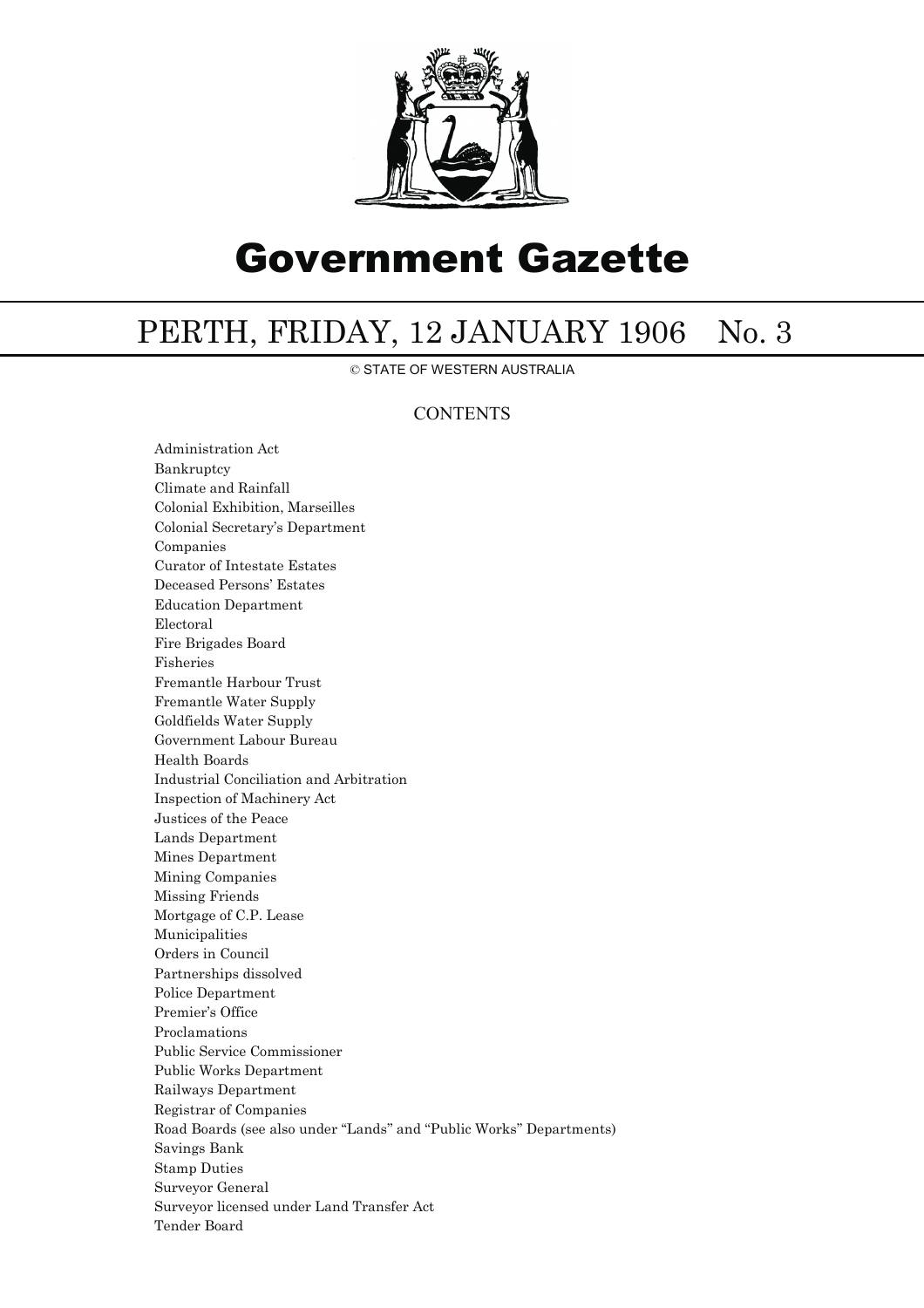# Government Gazette

## PERTH, FRIDAY, 12 JANUARY 1906 No. 3

© STATE OF WESTERN AUSTRALIA

### CONTENTS

Administration Act
Bankruptcy
Climate and Rainfall
Colonial Exhibition, Marseilles
Colonial Secretary's Department
Companies
Curator of Intestate Estates
Deceased Persons' Estates
Education Department
Electoral
Fire Brigades Board
Fisheries
Fremantle Harbour Trust
Fremantle Water Supply
Goldfields Water Supply
Government Labour Bureau
Health Boards
Industrial Conciliation and Arbitration
Inspection of Machinery Act
Justices of the Peace
Lands Department
Mines Department
Mining Companies
Missing Friends
Mortgage of C.P. Lease
Municipalities
Orders in Council
Partnerships dissolved
Police Department
Premier's Office
Proclamations
Public Service Commissioner
Public Works Department
Railways Department
Registrar of Companies
Road Boards (see also under "Lands" and "Public Works" Departments)
Savings Bank
Stamp Duties
Surveyor General
Surveyor licensed under Land Transfer Act
Tender Board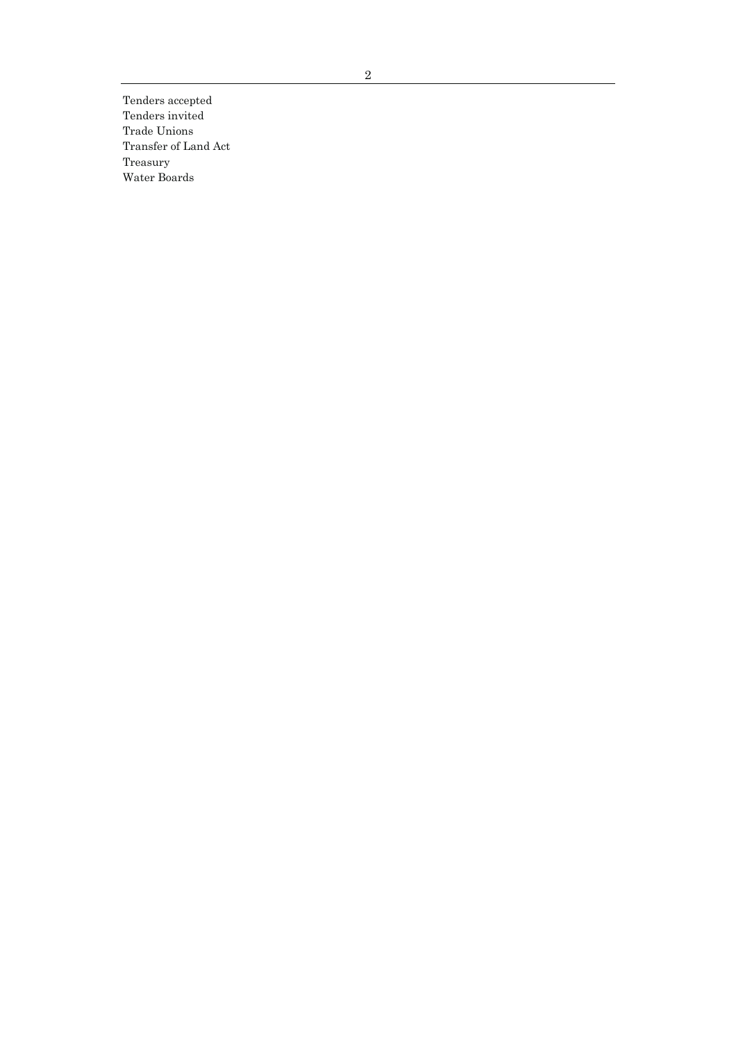Tenders accepted
Tenders invited
Trade Unions
Transfer of Land Act
Treasury
Water Boards